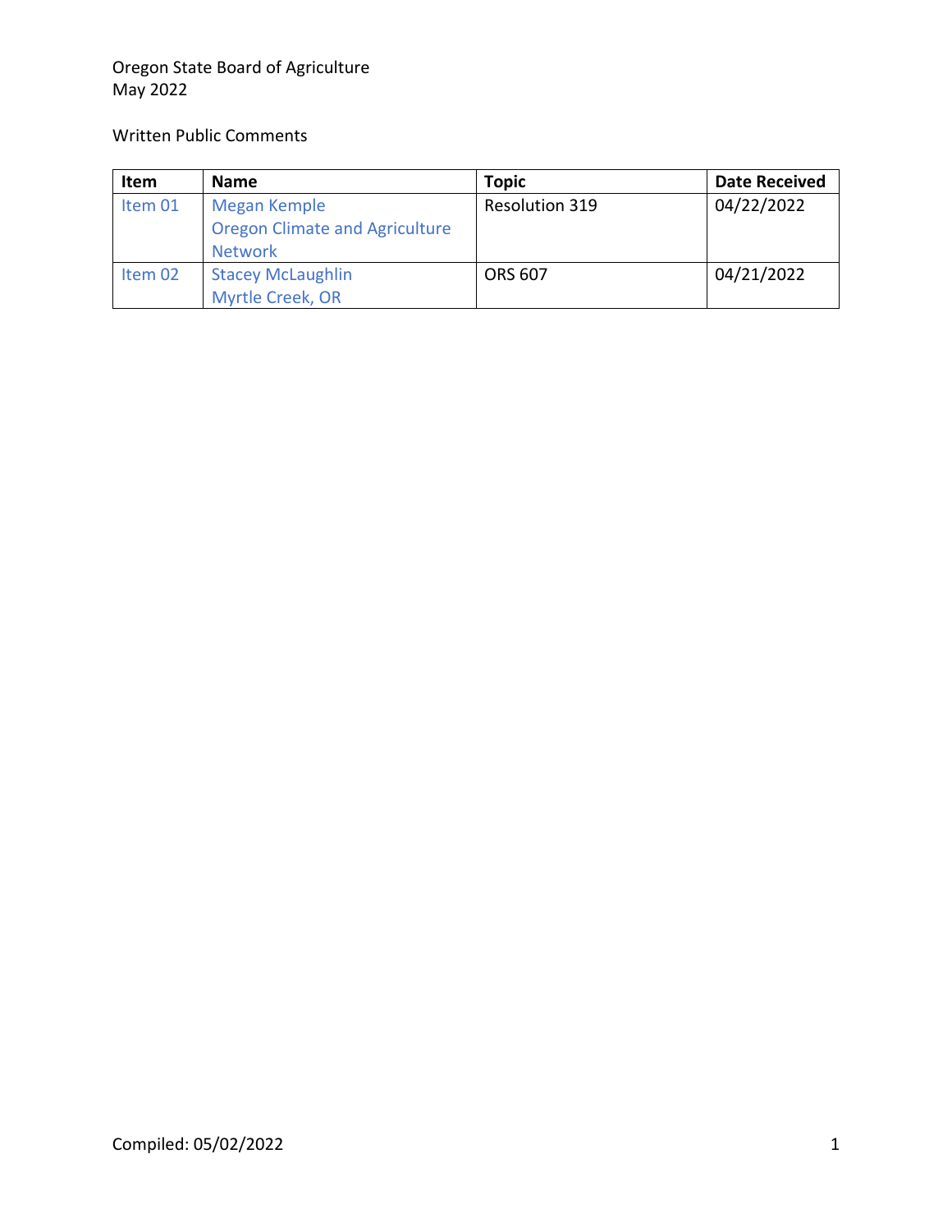Oregon State Board of Agriculture
May 2022

Written Public Comments

| Item | Name | Topic | Date Received |
|---|---|---|---|
| Item 01 | Megan Kemple<br>Oregon Climate and Agriculture Network | Resolution 319 | 04/22/2022 |
| Item 02 | Stacey McLaughlin<br>Myrtle Creek, OR | ORS 607 | 04/21/2022 |

Compiled: 05/02/2022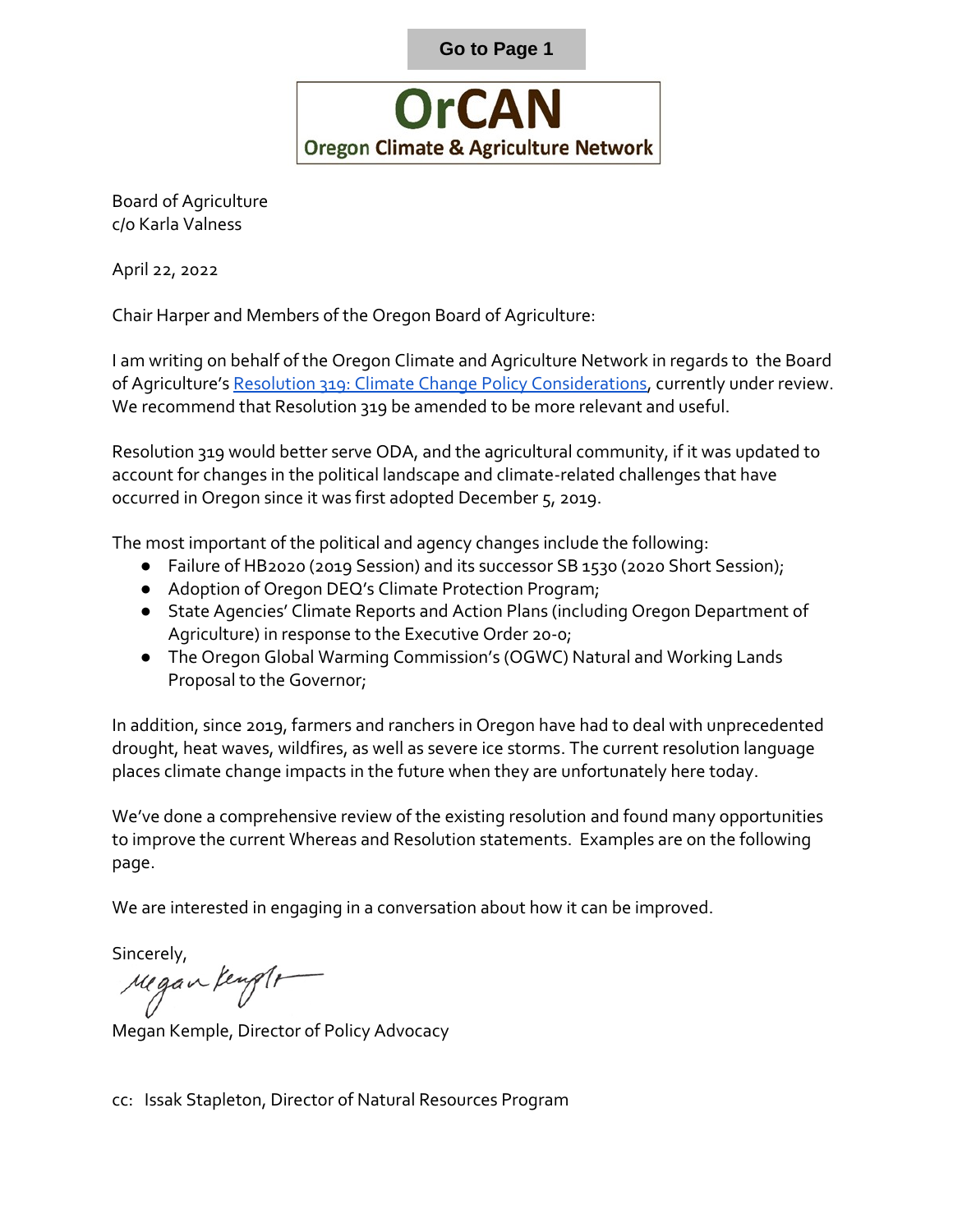Go to Page 1

# OrCAN

## Oregon Climate & Agriculture Network

Board of Agriculture
c/o Karla Valness

April 22, 2022

Chair Harper and Members of the Oregon Board of Agriculture:

I am writing on behalf of the Oregon Climate and Agriculture Network in regards to the Board of Agriculture's [Resolution 319: Climate Change Policy Considerations](), currently under review. We recommend that Resolution 319 be amended to be more relevant and useful.

Resolution 319 would better serve ODA, and the agricultural community, if it was updated to account for changes in the political landscape and climate-related challenges that have occurred in Oregon since it was first adopted December 5, 2019.

The most important of the political and agency changes include the following:

- Failure of HB2020 (2019 Session) and its successor SB 1530 (2020 Short Session);
- Adoption of Oregon DEQ's Climate Protection Program;
- State Agencies' Climate Reports and Action Plans (including Oregon Department of Agriculture) in response to the Executive Order 20-0;
- The Oregon Global Warming Commission's (OGWC) Natural and Working Lands Proposal to the Governor;

In addition, since 2019, farmers and ranchers in Oregon have had to deal with unprecedented drought, heat waves, wildfires, as well as severe ice storms. The current resolution language places climate change impacts in the future when they are unfortunately here today.

We've done a comprehensive review of the existing resolution and found many opportunities to improve the current Whereas and Resolution statements. Examples are on the following page.

We are interested in engaging in a conversation about how it can be improved.

Sincerely,

Megan Kemple

Megan Kemple, Director of Policy Advocacy

cc: Issak Stapleton, Director of Natural Resources Program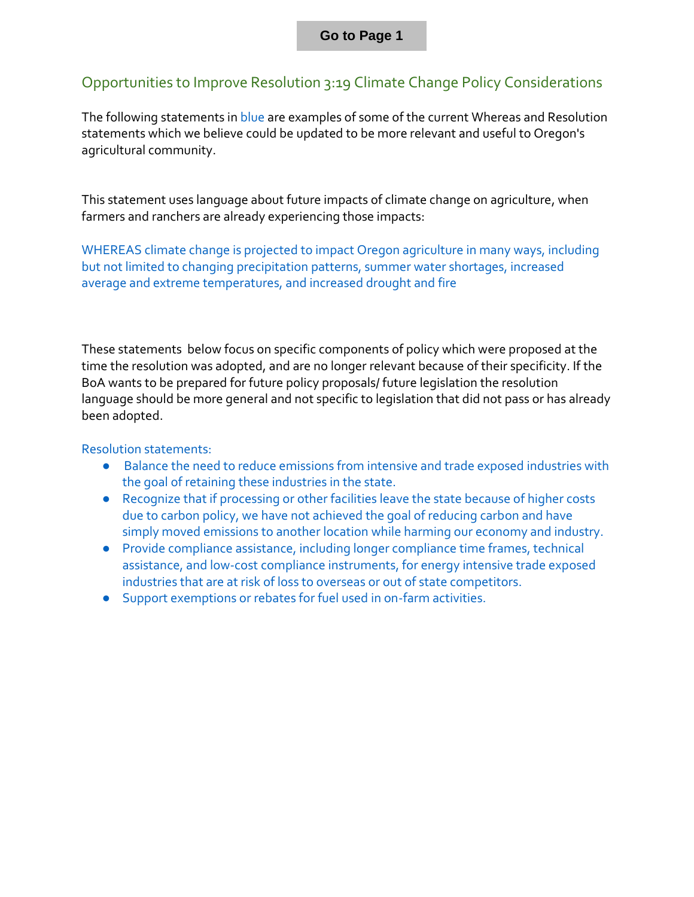Go to Page 1

## Opportunities to Improve Resolution 3:19 Climate Change Policy Considerations

The following statements in blue are examples of some of the current Whereas and Resolution statements which we believe could be updated to be more relevant and useful to Oregon's agricultural community.

This statement uses language about future impacts of climate change on agriculture, when farmers and ranchers are already experiencing those impacts:

WHEREAS climate change is projected to impact Oregon agriculture in many ways, including but not limited to changing precipitation patterns, summer water shortages, increased average and extreme temperatures, and increased drought and fire

These statements below focus on specific components of policy which were proposed at the time the resolution was adopted, and are no longer relevant because of their specificity. If the BoA wants to be prepared for future policy proposals/ future legislation the resolution language should be more general and not specific to legislation that did not pass or has already been adopted.

Resolution statements:

- Balance the need to reduce emissions from intensive and trade exposed industries with the goal of retaining these industries in the state.
- Recognize that if processing or other facilities leave the state because of higher costs due to carbon policy, we have not achieved the goal of reducing carbon and have simply moved emissions to another location while harming our economy and industry.
- Provide compliance assistance, including longer compliance time frames, technical assistance, and low-cost compliance instruments, for energy intensive trade exposed industries that are at risk of loss to overseas or out of state competitors.
- Support exemptions or rebates for fuel used in on-farm activities.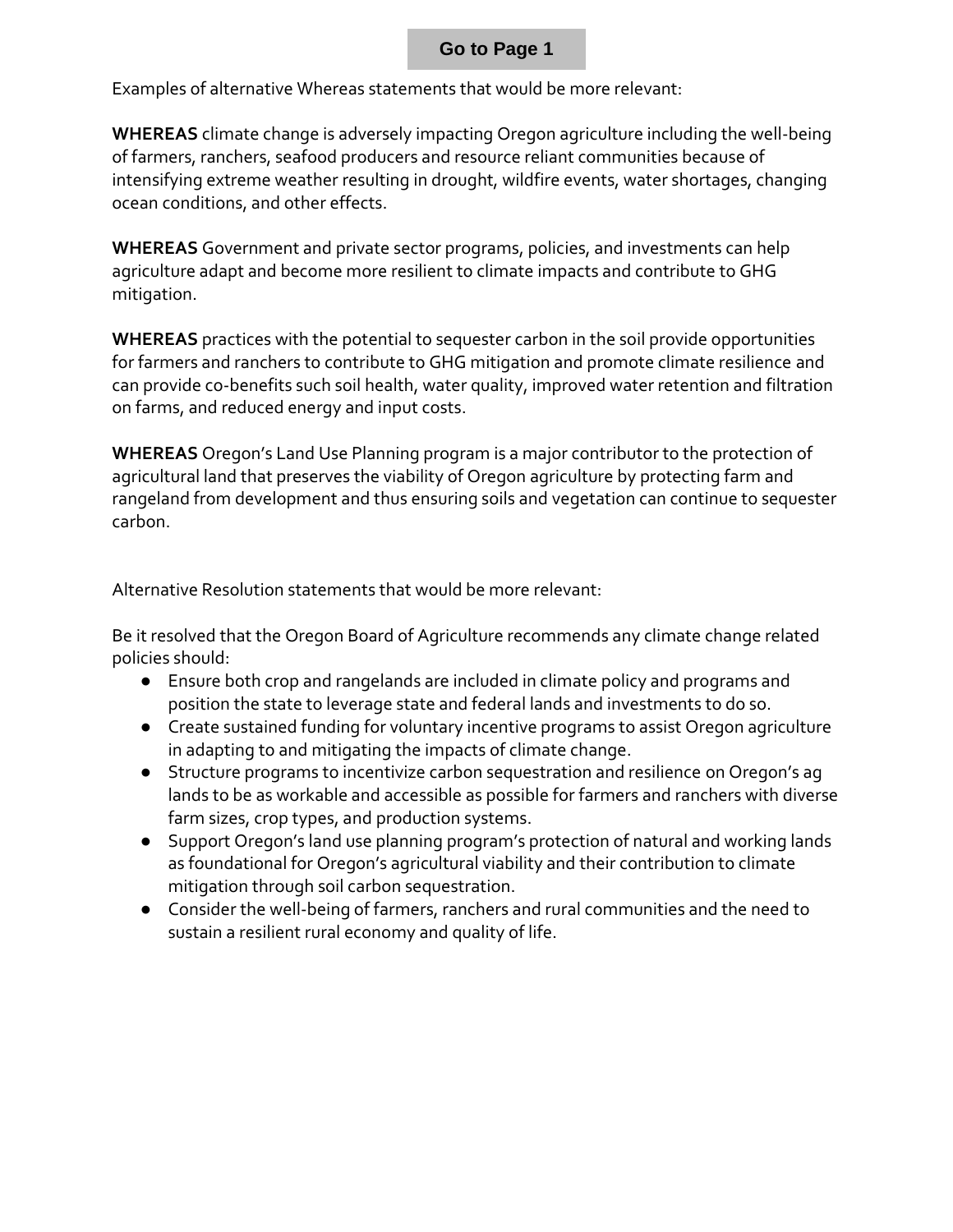Go to Page 1

Examples of alternative Whereas statements that would be more relevant:

**WHEREAS** climate change is adversely impacting Oregon agriculture including the well-being of farmers, ranchers, seafood producers and resource reliant communities because of intensifying extreme weather resulting in drought, wildfire events, water shortages, changing ocean conditions, and other effects.

**WHEREAS** Government and private sector programs, policies, and investments can help agriculture adapt and become more resilient to climate impacts and contribute to GHG mitigation.

**WHEREAS** practices with the potential to sequester carbon in the soil provide opportunities for farmers and ranchers to contribute to GHG mitigation and promote climate resilience and can provide co-benefits such soil health, water quality, improved water retention and filtration on farms, and reduced energy and input costs.

**WHEREAS** Oregon's Land Use Planning program is a major contributor to the protection of agricultural land that preserves the viability of Oregon agriculture by protecting farm and rangeland from development and thus ensuring soils and vegetation can continue to sequester carbon.

Alternative Resolution statements that would be more relevant:

Be it resolved that the Oregon Board of Agriculture recommends any climate change related policies should:

- Ensure both crop and rangelands are included in climate policy and programs and position the state to leverage state and federal lands and investments to do so.
- Create sustained funding for voluntary incentive programs to assist Oregon agriculture in adapting to and mitigating the impacts of climate change.
- Structure programs to incentivize carbon sequestration and resilience on Oregon's ag lands to be as workable and accessible as possible for farmers and ranchers with diverse farm sizes, crop types, and production systems.
- Support Oregon's land use planning program's protection of natural and working lands as foundational for Oregon's agricultural viability and their contribution to climate mitigation through soil carbon sequestration.
- Consider the well-being of farmers, ranchers and rural communities and the need to sustain a resilient rural economy and quality of life.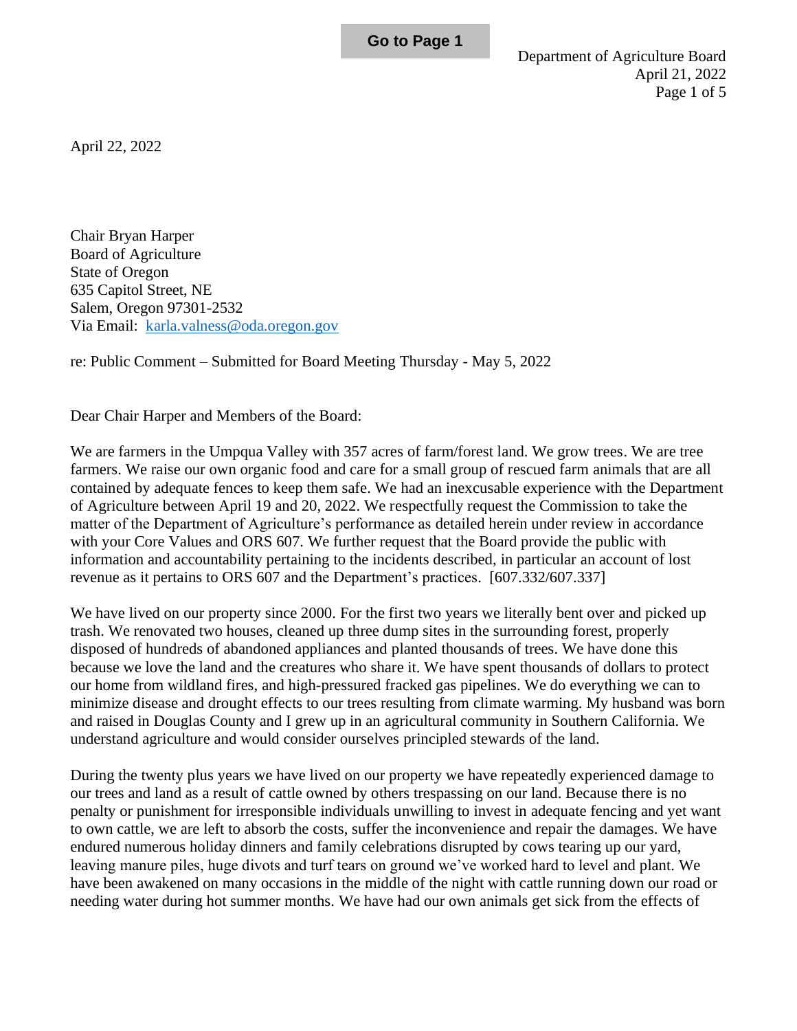April 22, 2022

Chair Bryan Harper
Board of Agriculture
State of Oregon
635 Capitol Street, NE
Salem, Oregon 97301-2532
Via Email: [karla.valness@oda.oregon.gov](mailto:karla.valness@oda.oregon.gov)

re: Public Comment – Submitted for Board Meeting Thursday - May 5, 2022

Dear Chair Harper and Members of the Board:

We are farmers in the Umpqua Valley with 357 acres of farm/forest land. We grow trees. We are tree farmers. We raise our own organic food and care for a small group of rescued farm animals that are all contained by adequate fences to keep them safe. We had an inexcusable experience with the Department of Agriculture between April 19 and 20, 2022. We respectfully request the Commission to take the matter of the Department of Agriculture's performance as detailed herein under review in accordance with your Core Values and ORS 607. We further request that the Board provide the public with information and accountability pertaining to the incidents described, in particular an account of lost revenue as it pertains to ORS 607 and the Department's practices. [607.332/607.337]

We have lived on our property since 2000. For the first two years we literally bent over and picked up trash. We renovated two houses, cleaned up three dump sites in the surrounding forest, properly disposed of hundreds of abandoned appliances and planted thousands of trees. We have done this because we love the land and the creatures who share it. We have spent thousands of dollars to protect our home from wildland fires, and high-pressured fracked gas pipelines. We do everything we can to minimize disease and drought effects to our trees resulting from climate warming. My husband was born and raised in Douglas County and I grew up in an agricultural community in Southern California. We understand agriculture and would consider ourselves principled stewards of the land.

During the twenty plus years we have lived on our property we have repeatedly experienced damage to our trees and land as a result of cattle owned by others trespassing on our land. Because there is no penalty or punishment for irresponsible individuals unwilling to invest in adequate fencing and yet want to own cattle, we are left to absorb the costs, suffer the inconvenience and repair the damages. We have endured numerous holiday dinners and family celebrations disrupted by cows tearing up our yard, leaving manure piles, huge divots and turf tears on ground we've worked hard to level and plant. We have been awakened on many occasions in the middle of the night with cattle running down our road or needing water during hot summer months. We have had our own animals get sick from the effects of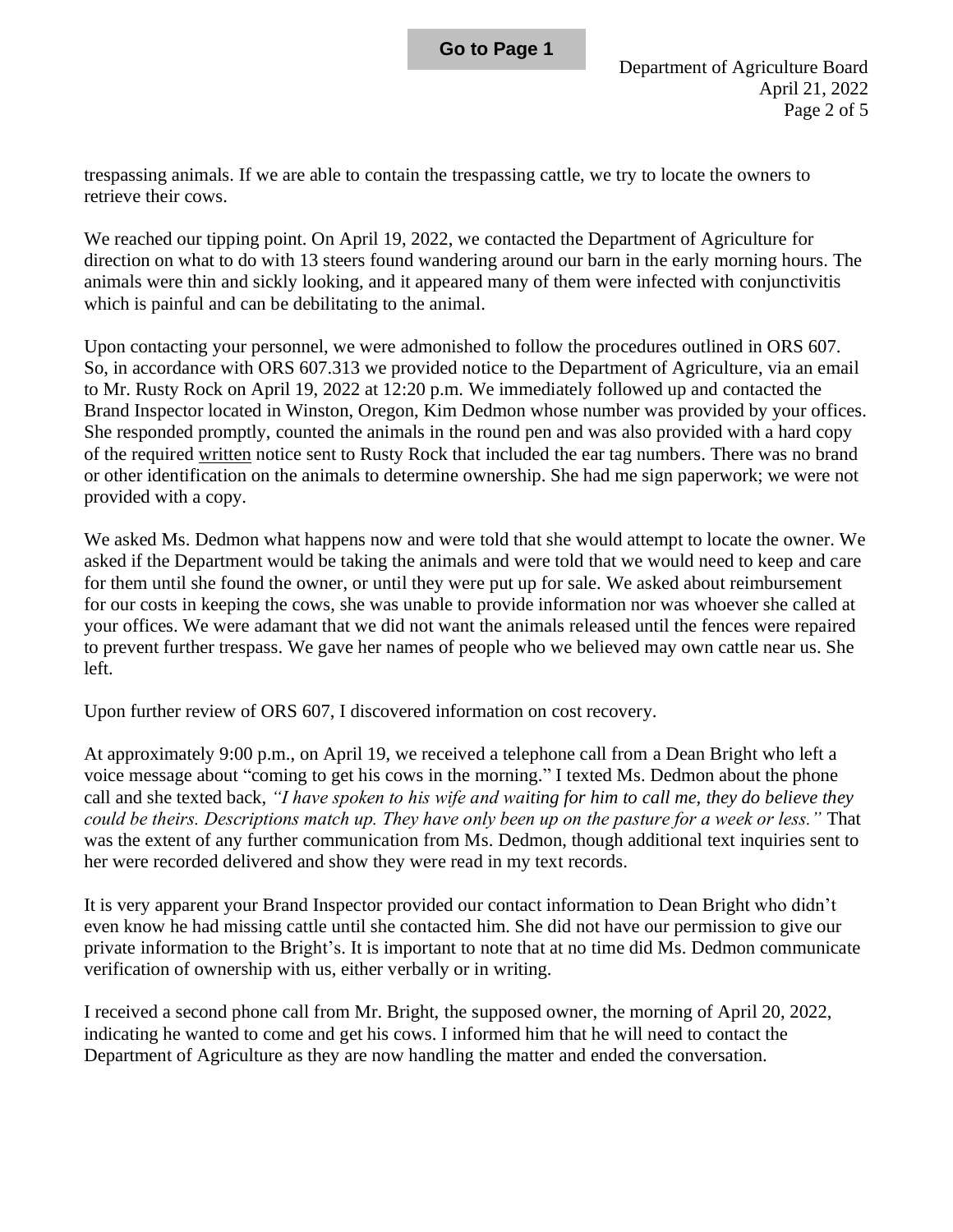trespassing animals. If we are able to contain the trespassing cattle, we try to locate the owners to retrieve their cows.

We reached our tipping point. On April 19, 2022, we contacted the Department of Agriculture for direction on what to do with 13 steers found wandering around our barn in the early morning hours. The animals were thin and sickly looking, and it appeared many of them were infected with conjunctivitis which is painful and can be debilitating to the animal.

Upon contacting your personnel, we were admonished to follow the procedures outlined in ORS 607. So, in accordance with ORS 607.313 we provided notice to the Department of Agriculture, via an email to Mr. Rusty Rock on April 19, 2022 at 12:20 p.m. We immediately followed up and contacted the Brand Inspector located in Winston, Oregon, Kim Dedmon whose number was provided by your offices. She responded promptly, counted the animals in the round pen and was also provided with a hard copy of the required <u>written</u> notice sent to Rusty Rock that included the ear tag numbers. There was no brand or other identification on the animals to determine ownership. She had me sign paperwork; we were not provided with a copy.

We asked Ms. Dedmon what happens now and were told that she would attempt to locate the owner. We asked if the Department would be taking the animals and were told that we would need to keep and care for them until she found the owner, or until they were put up for sale. We asked about reimbursement for our costs in keeping the cows, she was unable to provide information nor was whoever she called at your offices. We were adamant that we did not want the animals released until the fences were repaired to prevent further trespass. We gave her names of people who we believed may own cattle near us. She left.

Upon further review of ORS 607, I discovered information on cost recovery.

At approximately 9:00 p.m., on April 19, we received a telephone call from a Dean Bright who left a voice message about "coming to get his cows in the morning." I texted Ms. Dedmon about the phone call and she texted back, *"I have spoken to his wife and waiting for him to call me, they do believe they could be theirs. Descriptions match up. They have only been up on the pasture for a week or less."* That was the extent of any further communication from Ms. Dedmon, though additional text inquiries sent to her were recorded delivered and show they were read in my text records.

It is very apparent your Brand Inspector provided our contact information to Dean Bright who didn't even know he had missing cattle until she contacted him. She did not have our permission to give our private information to the Bright's. It is important to note that at no time did Ms. Dedmon communicate verification of ownership with us, either verbally or in writing.

I received a second phone call from Mr. Bright, the supposed owner, the morning of April 20, 2022, indicating he wanted to come and get his cows. I informed him that he will need to contact the Department of Agriculture as they are now handling the matter and ended the conversation.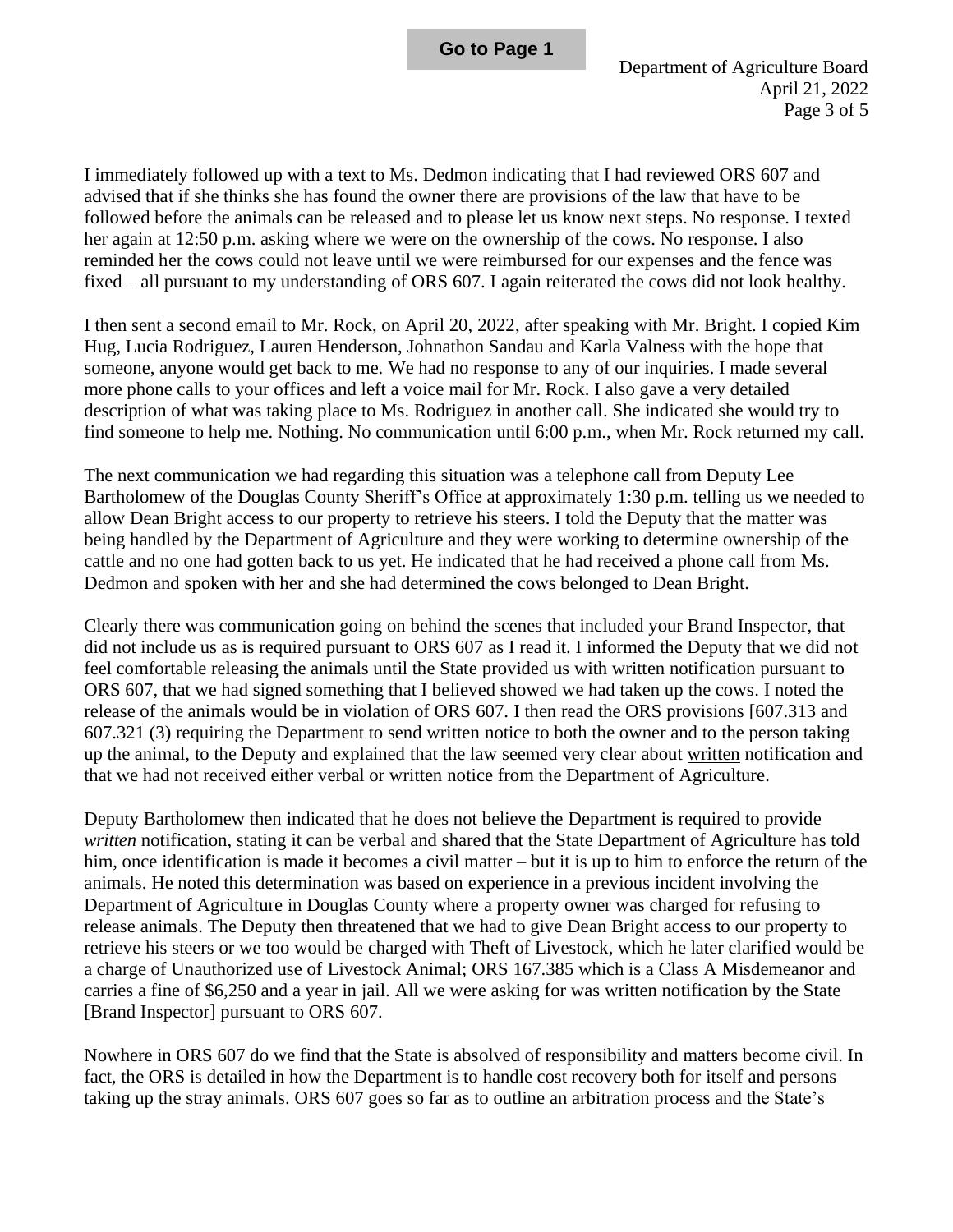I immediately followed up with a text to Ms. Dedmon indicating that I had reviewed ORS 607 and advised that if she thinks she has found the owner there are provisions of the law that have to be followed before the animals can be released and to please let us know next steps. No response. I texted her again at 12:50 p.m. asking where we were on the ownership of the cows. No response. I also reminded her the cows could not leave until we were reimbursed for our expenses and the fence was fixed – all pursuant to my understanding of ORS 607. I again reiterated the cows did not look healthy.

I then sent a second email to Mr. Rock, on April 20, 2022, after speaking with Mr. Bright. I copied Kim Hug, Lucia Rodriguez, Lauren Henderson, Johnathon Sandau and Karla Valness with the hope that someone, anyone would get back to me. We had no response to any of our inquiries. I made several more phone calls to your offices and left a voice mail for Mr. Rock. I also gave a very detailed description of what was taking place to Ms. Rodriguez in another call. She indicated she would try to find someone to help me. Nothing. No communication until 6:00 p.m., when Mr. Rock returned my call.

The next communication we had regarding this situation was a telephone call from Deputy Lee Bartholomew of the Douglas County Sheriff's Office at approximately 1:30 p.m. telling us we needed to allow Dean Bright access to our property to retrieve his steers. I told the Deputy that the matter was being handled by the Department of Agriculture and they were working to determine ownership of the cattle and no one had gotten back to us yet. He indicated that he had received a phone call from Ms. Dedmon and spoken with her and she had determined the cows belonged to Dean Bright.

Clearly there was communication going on behind the scenes that included your Brand Inspector, that did not include us as is required pursuant to ORS 607 as I read it. I informed the Deputy that we did not feel comfortable releasing the animals until the State provided us with written notification pursuant to ORS 607, that we had signed something that I believed showed we had taken up the cows. I noted the release of the animals would be in violation of ORS 607. I then read the ORS provisions [607.313 and 607.321 (3) requiring the Department to send written notice to both the owner and to the person taking up the animal, to the Deputy and explained that the law seemed very clear about <u>written</u> notification and that we had not received either verbal or written notice from the Department of Agriculture.

Deputy Bartholomew then indicated that he does not believe the Department is required to provide *written* notification, stating it can be verbal and shared that the State Department of Agriculture has told him, once identification is made it becomes a civil matter – but it is up to him to enforce the return of the animals. He noted this determination was based on experience in a previous incident involving the Department of Agriculture in Douglas County where a property owner was charged for refusing to release animals. The Deputy then threatened that we had to give Dean Bright access to our property to retrieve his steers or we too would be charged with Theft of Livestock, which he later clarified would be a charge of Unauthorized use of Livestock Animal; ORS 167.385 which is a Class A Misdemeanor and carries a fine of $6,250 and a year in jail. All we were asking for was written notification by the State [Brand Inspector] pursuant to ORS 607.

Nowhere in ORS 607 do we find that the State is absolved of responsibility and matters become civil. In fact, the ORS is detailed in how the Department is to handle cost recovery both for itself and persons taking up the stray animals. ORS 607 goes so far as to outline an arbitration process and the State's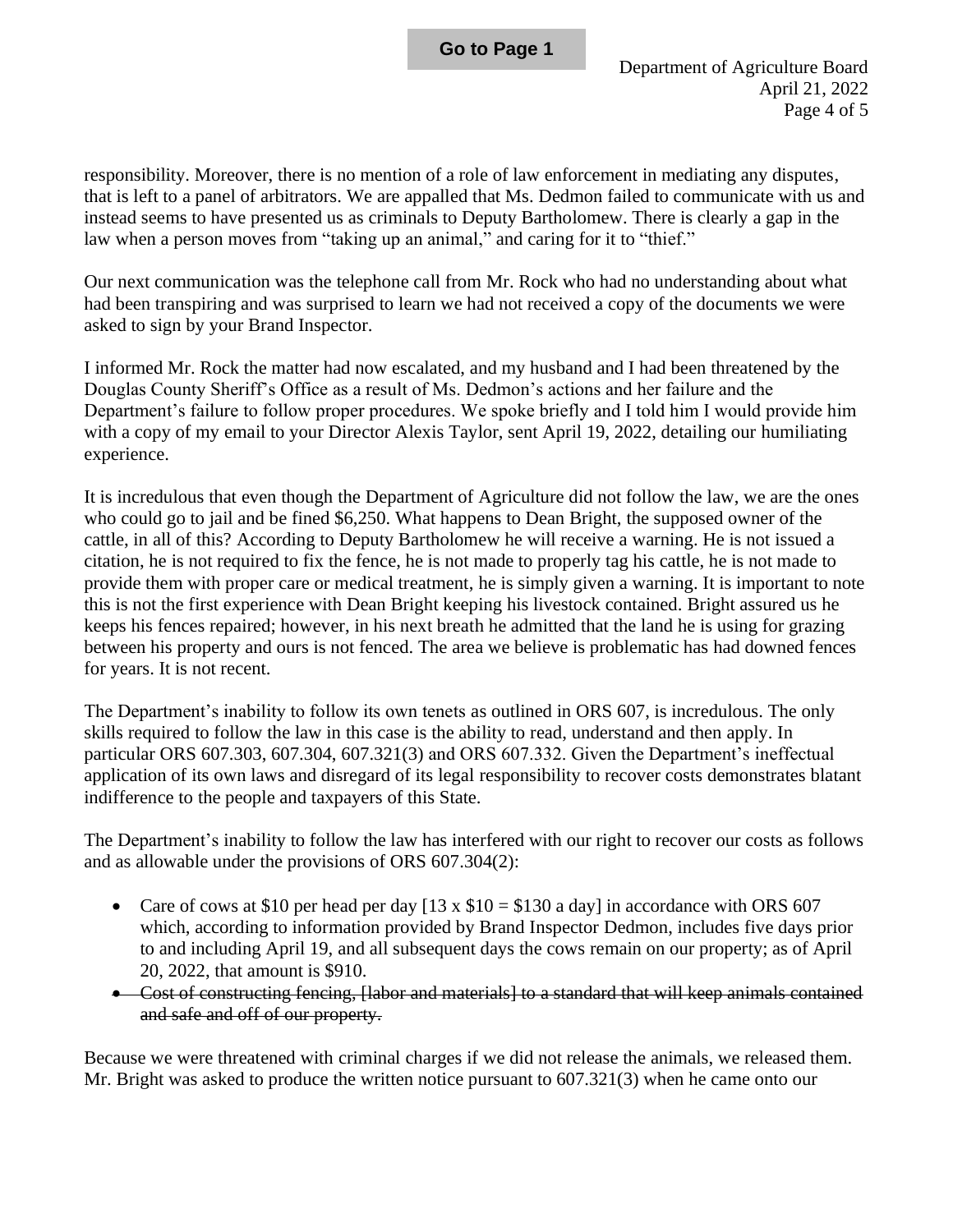responsibility. Moreover, there is no mention of a role of law enforcement in mediating any disputes, that is left to a panel of arbitrators. We are appalled that Ms. Dedmon failed to communicate with us and instead seems to have presented us as criminals to Deputy Bartholomew. There is clearly a gap in the law when a person moves from "taking up an animal," and caring for it to "thief."

Our next communication was the telephone call from Mr. Rock who had no understanding about what had been transpiring and was surprised to learn we had not received a copy of the documents we were asked to sign by your Brand Inspector.

I informed Mr. Rock the matter had now escalated, and my husband and I had been threatened by the Douglas County Sheriff's Office as a result of Ms. Dedmon's actions and her failure and the Department's failure to follow proper procedures. We spoke briefly and I told him I would provide him with a copy of my email to your Director Alexis Taylor, sent April 19, 2022, detailing our humiliating experience.

It is incredulous that even though the Department of Agriculture did not follow the law, we are the ones who could go to jail and be fined $6,250. What happens to Dean Bright, the supposed owner of the cattle, in all of this? According to Deputy Bartholomew he will receive a warning. He is not issued a citation, he is not required to fix the fence, he is not made to properly tag his cattle, he is not made to provide them with proper care or medical treatment, he is simply given a warning. It is important to note this is not the first experience with Dean Bright keeping his livestock contained. Bright assured us he keeps his fences repaired; however, in his next breath he admitted that the land he is using for grazing between his property and ours is not fenced. The area we believe is problematic has had downed fences for years. It is not recent.

The Department's inability to follow its own tenets as outlined in ORS 607, is incredulous. The only skills required to follow the law in this case is the ability to read, understand and then apply. In particular ORS 607.303, 607.304, 607.321(3) and ORS 607.332. Given the Department's ineffectual application of its own laws and disregard of its legal responsibility to recover costs demonstrates blatant indifference to the people and taxpayers of this State.

The Department's inability to follow the law has interfered with our right to recover our costs as follows and as allowable under the provisions of ORS 607.304(2):

- Care of cows at $10 per head per day [13 x $10 = $130 a day] in accordance with ORS 607 which, according to information provided by Brand Inspector Dedmon, includes five days prior to and including April 19, and all subsequent days the cows remain on our property; as of April 20, 2022, that amount is $910.
- ~~Cost of constructing fencing, [labor and materials] to a standard that will keep animals contained and safe and off of our property.~~

Because we were threatened with criminal charges if we did not release the animals, we released them. Mr. Bright was asked to produce the written notice pursuant to 607.321(3) when he came onto our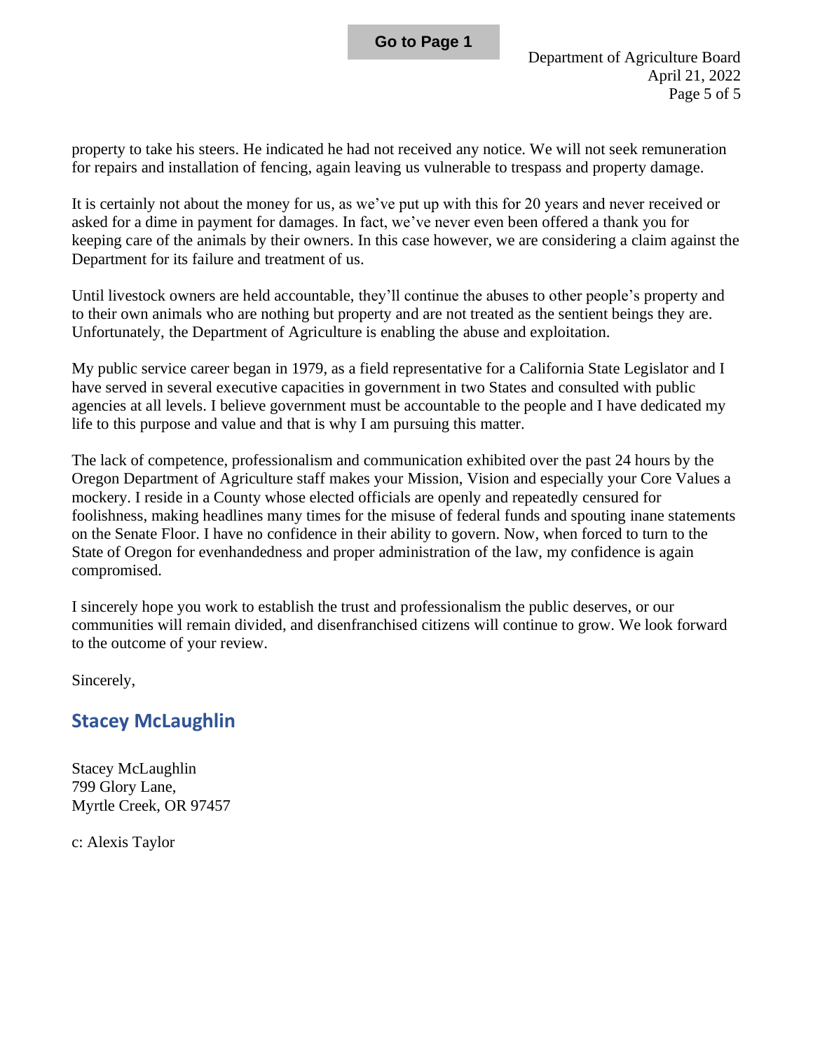property to take his steers. He indicated he had not received any notice. We will not seek remuneration for repairs and installation of fencing, again leaving us vulnerable to trespass and property damage.

It is certainly not about the money for us, as we've put up with this for 20 years and never received or asked for a dime in payment for damages. In fact, we've never even been offered a thank you for keeping care of the animals by their owners. In this case however, we are considering a claim against the Department for its failure and treatment of us.

Until livestock owners are held accountable, they'll continue the abuses to other people's property and to their own animals who are nothing but property and are not treated as the sentient beings they are. Unfortunately, the Department of Agriculture is enabling the abuse and exploitation.

My public service career began in 1979, as a field representative for a California State Legislator and I have served in several executive capacities in government in two States and consulted with public agencies at all levels. I believe government must be accountable to the people and I have dedicated my life to this purpose and value and that is why I am pursuing this matter.

The lack of competence, professionalism and communication exhibited over the past 24 hours by the Oregon Department of Agriculture staff makes your Mission, Vision and especially your Core Values a mockery. I reside in a County whose elected officials are openly and repeatedly censured for foolishness, making headlines many times for the misuse of federal funds and spouting inane statements on the Senate Floor. I have no confidence in their ability to govern. Now, when forced to turn to the State of Oregon for evenhandedness and proper administration of the law, my confidence is again compromised.

I sincerely hope you work to establish the trust and professionalism the public deserves, or our communities will remain divided, and disenfranchised citizens will continue to grow. We look forward to the outcome of your review.

Sincerely,

**Stacey McLaughlin**

Stacey McLaughlin
799 Glory Lane,
Myrtle Creek, OR 97457

c: Alexis Taylor